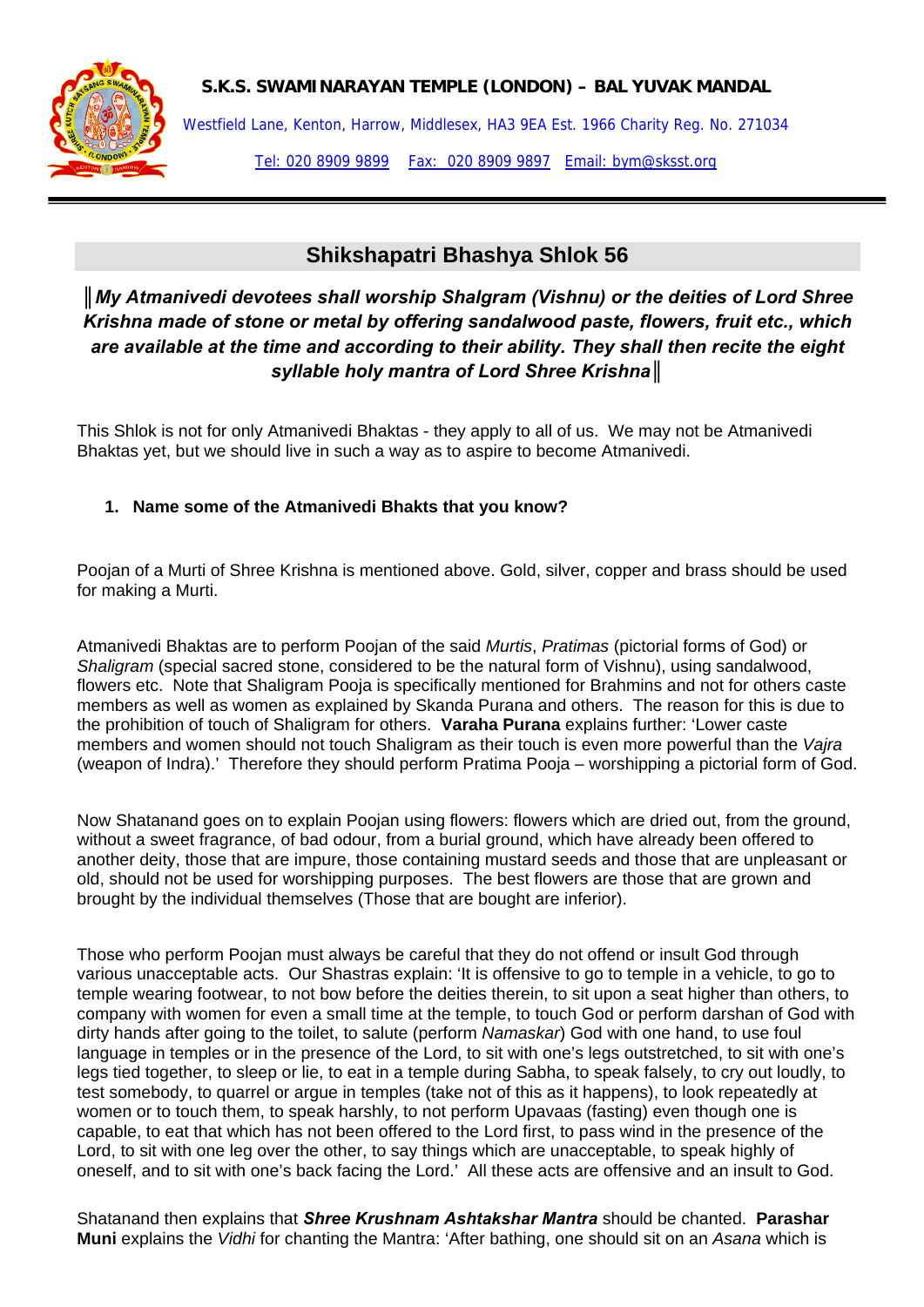**S.K.S. SWAMINARAYAN TEMPLE (LONDON) – BAL YUVAK MANDAL**

Westfield Lane, Kenton, Harrow, Middlesex, HA3 9EA Est. 1966 Charity Reg. No. 271034

Tel: 020 8909 9899 Fax: 020 8909 9897 Email: bym@sksst.org

## Shikshapatri Bhashya Shlok 56

***║My Atmanivedi devotees shall worship Shalgram (Vishnu) or the deities of Lord Shree Krishna made of stone or metal by offering sandalwood paste, flowers, fruit etc., which are available at the time and according to their ability. They shall then recite the eight syllable holy mantra of Lord Shree Krishna║***

This Shlok is not for only Atmanivedi Bhaktas - they apply to all of us. We may not be Atmanivedi Bhaktas yet, but we should live in such a way as to aspire to become Atmanivedi.

1. **Name some of the Atmanivedi Bhakts that you know?**

Poojan of a Murti of Shree Krishna is mentioned above. Gold, silver, copper and brass should be used for making a Murti.

Atmanivedi Bhaktas are to perform Poojan of the said *Murtis*, *Pratimas* (pictorial forms of God) or *Shaligram* (special sacred stone, considered to be the natural form of Vishnu), using sandalwood, flowers etc. Note that Shaligram Pooja is specifically mentioned for Brahmins and not for others caste members as well as women as explained by Skanda Purana and others. The reason for this is due to the prohibition of touch of Shaligram for others. **Varaha Purana** explains further: 'Lower caste members and women should not touch Shaligram as their touch is even more powerful than the *Vajra* (weapon of Indra).' Therefore they should perform Pratima Pooja – worshipping a pictorial form of God.

Now Shatanand goes on to explain Poojan using flowers: flowers which are dried out, from the ground, without a sweet fragrance, of bad odour, from a burial ground, which have already been offered to another deity, those that are impure, those containing mustard seeds and those that are unpleasant or old, should not be used for worshipping purposes. The best flowers are those that are grown and brought by the individual themselves (Those that are bought are inferior).

Those who perform Poojan must always be careful that they do not offend or insult God through various unacceptable acts. Our Shastras explain: 'It is offensive to go to temple in a vehicle, to go to temple wearing footwear, to not bow before the deities therein, to sit upon a seat higher than others, to company with women for even a small time at the temple, to touch God or perform darshan of God with dirty hands after going to the toilet, to salute (perform *Namaskar*) God with one hand, to use foul language in temples or in the presence of the Lord, to sit with one's legs outstretched, to sit with one's legs tied together, to sleep or lie, to eat in a temple during Sabha, to speak falsely, to cry out loudly, to test somebody, to quarrel or argue in temples (take not of this as it happens), to look repeatedly at women or to touch them, to speak harshly, to not perform Upavaas (fasting) even though one is capable, to eat that which has not been offered to the Lord first, to pass wind in the presence of the Lord, to sit with one leg over the other, to say things which are unacceptable, to speak highly of oneself, and to sit with one's back facing the Lord.' All these acts are offensive and an insult to God.

Shatanand then explains that ***Shree Krushnam Ashtakshar Mantra*** should be chanted. **Parashar Muni** explains the *Vidhi* for chanting the Mantra: 'After bathing, one should sit on an *Asana* which is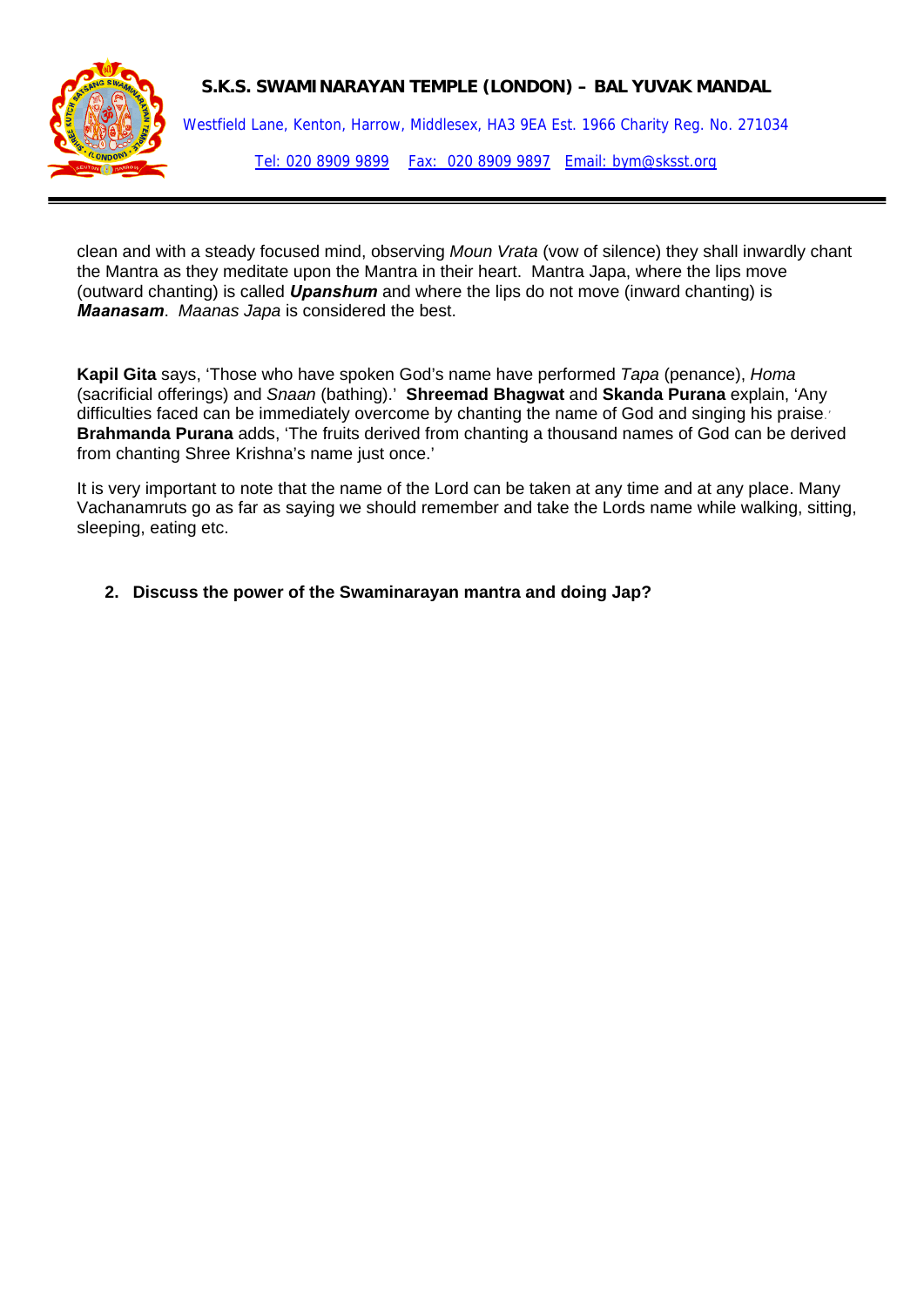clean and with a steady focused mind, observing *Moun Vrata* (vow of silence) they shall inwardly chant the Mantra as they meditate upon the Mantra in their heart. Mantra Japa, where the lips move (outward chanting) is called ***Upanshum*** and where the lips do not move (inward chanting) is ***Maanasam***. *Maanas Japa* is considered the best.

**Kapil Gita** says, 'Those who have spoken God's name have performed *Tapa* (penance), *Homa* (sacrificial offerings) and *Snaan* (bathing).' **Shreemad Bhagwat** and **Skanda Purana** explain, 'Any difficulties faced can be immediately overcome by chanting the name of God and singing his praise.' **Brahmanda Purana** adds, 'The fruits derived from chanting a thousand names of God can be derived from chanting Shree Krishna's name just once.'

It is very important to note that the name of the Lord can be taken at any time and at any place. Many Vachanamruts go as far as saying we should remember and take the Lords name while walking, sitting, sleeping, eating etc.

2. **Discuss the power of the Swaminarayan mantra and doing Jap?**